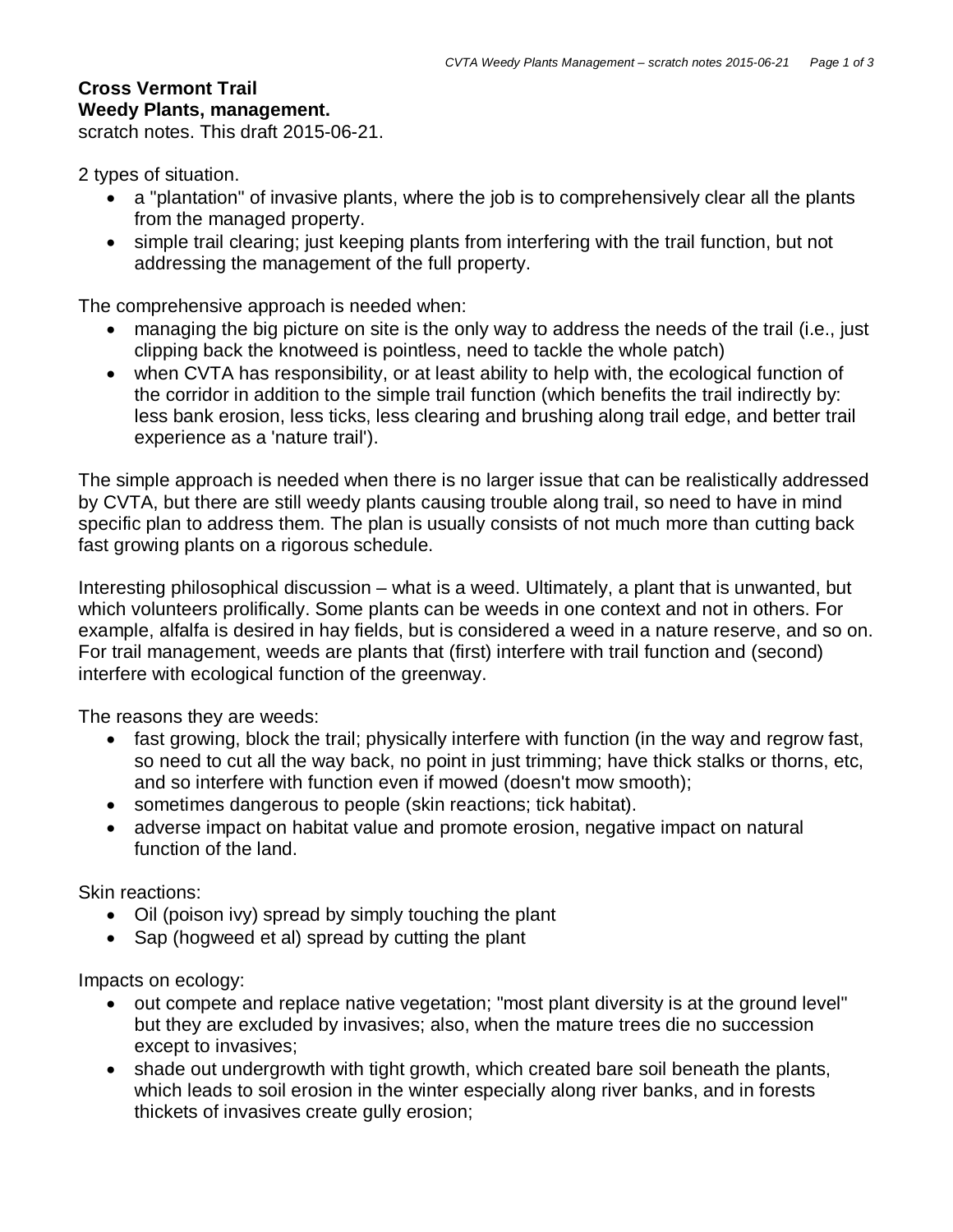**Cross Vermont Trail**
**Weedy Plants, management.**
scratch notes. This draft 2015-06-21.

2 types of situation.

- a "plantation" of invasive plants, where the job is to comprehensively clear all the plants from the managed property.
- simple trail clearing; just keeping plants from interfering with the trail function, but not addressing the management of the full property.

The comprehensive approach is needed when:

- managing the big picture on site is the only way to address the needs of the trail (i.e., just clipping back the knotweed is pointless, need to tackle the whole patch)
- when CVTA has responsibility, or at least ability to help with, the ecological function of the corridor in addition to the simple trail function (which benefits the trail indirectly by: less bank erosion, less ticks, less clearing and brushing along trail edge, and better trail experience as a 'nature trail').

The simple approach is needed when there is no larger issue that can be realistically addressed by CVTA, but there are still weedy plants causing trouble along trail, so need to have in mind specific plan to address them. The plan is usually consists of not much more than cutting back fast growing plants on a rigorous schedule.

Interesting philosophical discussion – what is a weed. Ultimately, a plant that is unwanted, but which volunteers prolifically. Some plants can be weeds in one context and not in others. For example, alfalfa is desired in hay fields, but is considered a weed in a nature reserve, and so on. For trail management, weeds are plants that (first) interfere with trail function and (second) interfere with ecological function of the greenway.

The reasons they are weeds:

- fast growing, block the trail; physically interfere with function (in the way and regrow fast, so need to cut all the way back, no point in just trimming; have thick stalks or thorns, etc, and so interfere with function even if mowed (doesn't mow smooth);
- sometimes dangerous to people (skin reactions; tick habitat).
- adverse impact on habitat value and promote erosion, negative impact on natural function of the land.

Skin reactions:

- Oil (poison ivy) spread by simply touching the plant
- Sap (hogweed et al) spread by cutting the plant

Impacts on ecology:

- out compete and replace native vegetation; "most plant diversity is at the ground level" but they are excluded by invasives; also, when the mature trees die no succession except to invasives;
- shade out undergrowth with tight growth, which created bare soil beneath the plants, which leads to soil erosion in the winter especially along river banks, and in forests thickets of invasives create gully erosion;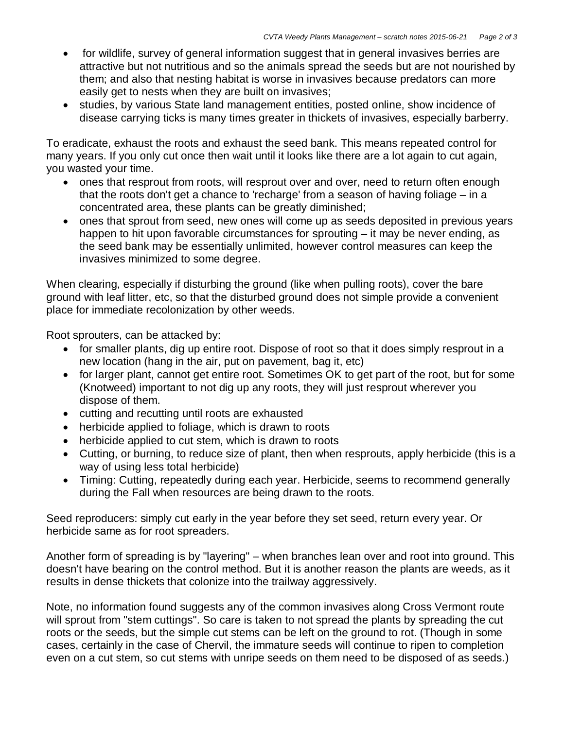- for wildlife, survey of general information suggest that in general invasives berries are attractive but not nutritious and so the animals spread the seeds but are not nourished by them; and also that nesting habitat is worse in invasives because predators can more easily get to nests when they are built on invasives;
- studies, by various State land management entities, posted online, show incidence of disease carrying ticks is many times greater in thickets of invasives, especially barberry.

To eradicate, exhaust the roots and exhaust the seed bank. This means repeated control for many years. If you only cut once then wait until it looks like there are a lot again to cut again, you wasted your time.

- ones that resprout from roots, will resprout over and over, need to return often enough that the roots don't get a chance to 'recharge' from a season of having foliage – in a concentrated area, these plants can be greatly diminished;
- ones that sprout from seed, new ones will come up as seeds deposited in previous years happen to hit upon favorable circumstances for sprouting – it may be never ending, as the seed bank may be essentially unlimited, however control measures can keep the invasives minimized to some degree.

When clearing, especially if disturbing the ground (like when pulling roots), cover the bare ground with leaf litter, etc, so that the disturbed ground does not simple provide a convenient place for immediate recolonization by other weeds.

Root sprouters, can be attacked by:

- for smaller plants, dig up entire root. Dispose of root so that it does simply resprout in a new location (hang in the air, put on pavement, bag it, etc)
- for larger plant, cannot get entire root. Sometimes OK to get part of the root, but for some (Knotweed) important to not dig up any roots, they will just resprout wherever you dispose of them.
- cutting and recutting until roots are exhausted
- herbicide applied to foliage, which is drawn to roots
- herbicide applied to cut stem, which is drawn to roots
- Cutting, or burning, to reduce size of plant, then when resprouts, apply herbicide (this is a way of using less total herbicide)
- Timing: Cutting, repeatedly during each year. Herbicide, seems to recommend generally during the Fall when resources are being drawn to the roots.

Seed reproducers: simply cut early in the year before they set seed, return every year. Or herbicide same as for root spreaders.

Another form of spreading is by "layering" – when branches lean over and root into ground. This doesn't have bearing on the control method. But it is another reason the plants are weeds, as it results in dense thickets that colonize into the trailway aggressively.

Note, no information found suggests any of the common invasives along Cross Vermont route will sprout from "stem cuttings". So care is taken to not spread the plants by spreading the cut roots or the seeds, but the simple cut stems can be left on the ground to rot. (Though in some cases, certainly in the case of Chervil, the immature seeds will continue to ripen to completion even on a cut stem, so cut stems with unripe seeds on them need to be disposed of as seeds.)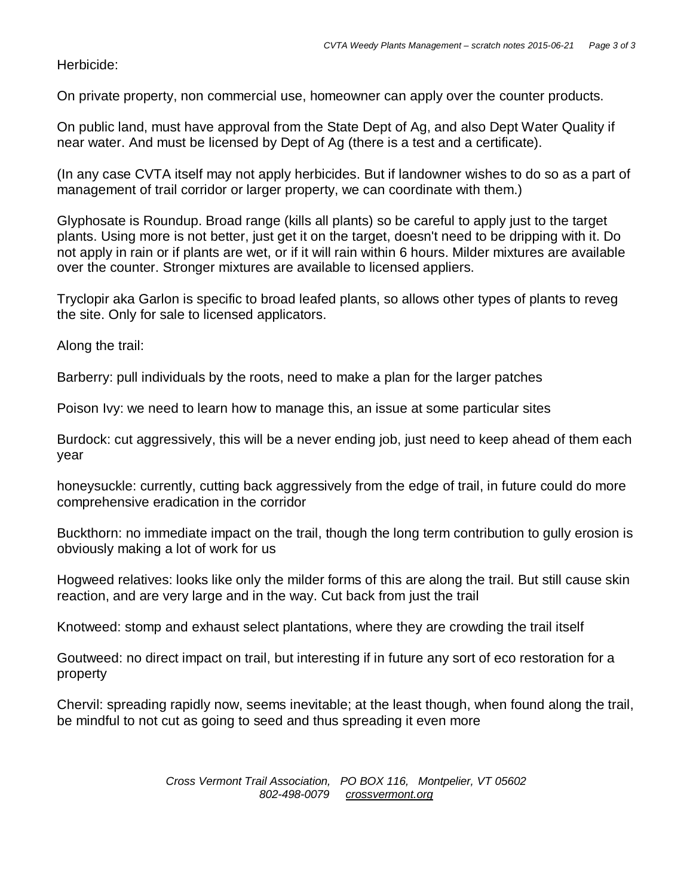Herbicide:

On private property, non commercial use, homeowner can apply over the counter products.

On public land, must have approval from the State Dept of Ag, and also Dept Water Quality if near water. And must be licensed by Dept of Ag (there is a test and a certificate).

(In any case CVTA itself may not apply herbicides. But if landowner wishes to do so as a part of management of trail corridor or larger property, we can coordinate with them.)

Glyphosate is Roundup. Broad range (kills all plants) so be careful to apply just to the target plants. Using more is not better, just get it on the target, doesn't need to be dripping with it. Do not apply in rain or if plants are wet, or if it will rain within 6 hours. Milder mixtures are available over the counter. Stronger mixtures are available to licensed appliers.

Tryclopir aka Garlon is specific to broad leafed plants, so allows other types of plants to reveg the site. Only for sale to licensed applicators.

Along the trail:

Barberry: pull individuals by the roots, need to make a plan for the larger patches

Poison Ivy: we need to learn how to manage this, an issue at some particular sites

Burdock: cut aggressively, this will be a never ending job, just need to keep ahead of them each year

honeysuckle: currently, cutting back aggressively from the edge of trail, in future could do more comprehensive eradication in the corridor

Buckthorn: no immediate impact on the trail, though the long term contribution to gully erosion is obviously making a lot of work for us

Hogweed relatives: looks like only the milder forms of this are along the trail. But still cause skin reaction, and are very large and in the way. Cut back from just the trail

Knotweed: stomp and exhaust select plantations, where they are crowding the trail itself

Goutweed: no direct impact on trail, but interesting if in future any sort of eco restoration for a property

Chervil: spreading rapidly now, seems inevitable; at the least though, when found along the trail, be mindful to not cut as going to seed and thus spreading it even more

*Cross Vermont Trail Association, PO BOX 116, Montpelier, VT 05602*
*802-498-0079 crossvermont.org*